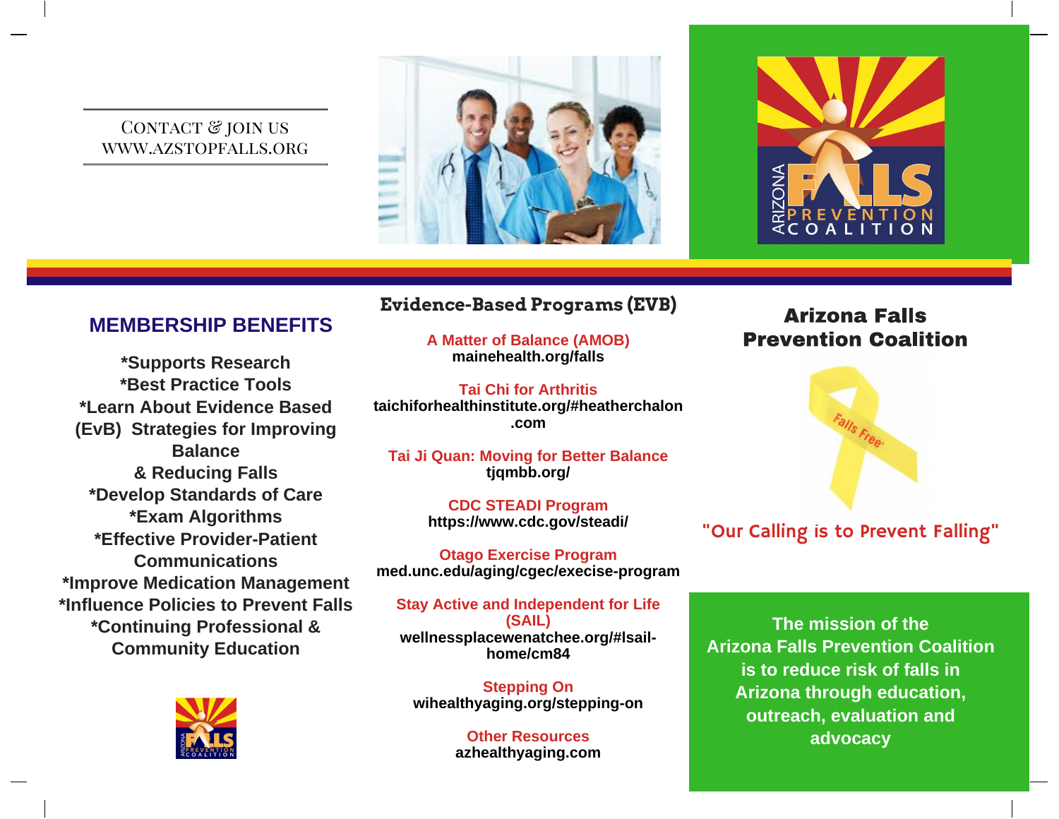CONTACT & JOIN US
WWW.AZSTOPFALLS.ORG

ARIZONA FALLS PREVENTION COALITION

## MEMBERSHIP BENEFITS

*Supports Research
*Best Practice Tools
*Learn About Evidence Based (EvB) Strategies for Improving Balance & Reducing Falls
*Develop Standards of Care
*Exam Algorithms
*Effective Provider-Patient Communications
*Improve Medication Management
*Influence Policies to Prevent Falls
*Continuing Professional & Community Education

## Evidence-Based Programs (EVB)

**A Matter of Balance (AMOB)**
mainehealth.org/falls

**Tai Chi for Arthritis**
taichiforhealthinstitute.org/#heatherchalon.com

**Tai Ji Quan: Moving for Better Balance**
tjqmbb.org/

**CDC STEADI Program**
https://www.cdc.gov/steadi/

**Otago Exercise Program**
med.unc.edu/aging/cgec/execise-program

**Stay Active and Independent for Life (SAIL)**
wellnessplacewenatchee.org/#lsail-home/cm84

**Stepping On**
wihealthyaging.org/stepping-on

**Other Resources**
azhealthyaging.com

## Arizona Falls Prevention Coalition

Falls Free

"Our Calling is to Prevent Falling"

**The mission of the Arizona Falls Prevention Coalition is to reduce risk of falls in Arizona through education, outreach, evaluation and advocacy**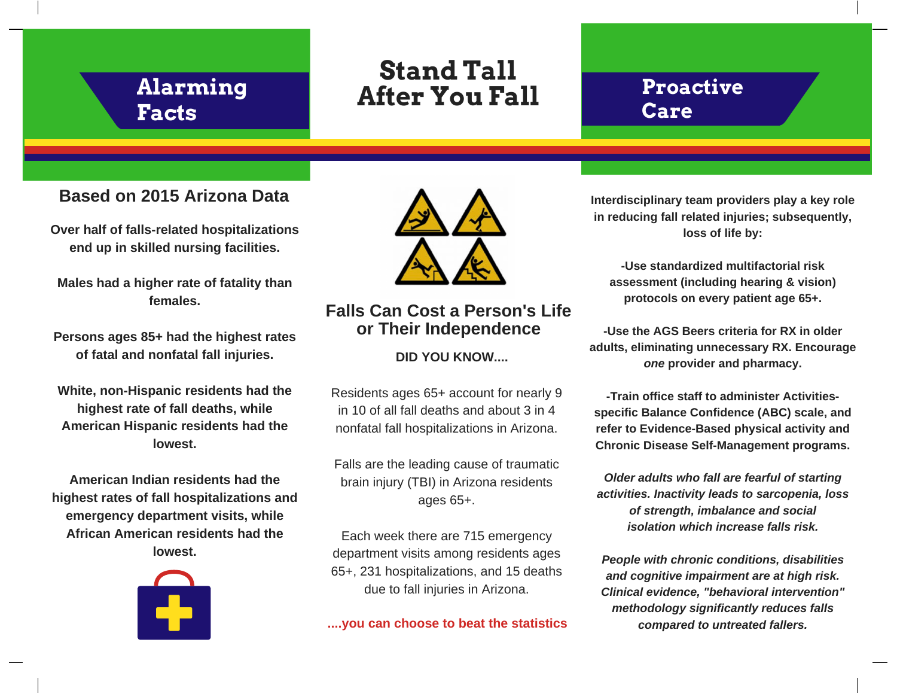# Stand Tall After You Fall

## Alarming Facts

### Based on 2015 Arizona Data

**Over half of falls-related hospitalizations end up in skilled nursing facilities.**

**Males had a higher rate of fatality than females.**

**Persons ages 85+ had the highest rates of fatal and nonfatal fall injuries.**

**White, non-Hispanic residents had the highest rate of fall deaths, while American Hispanic residents had the lowest.**

**American Indian residents had the highest rates of fall hospitalizations and emergency department visits, while African American residents had the lowest.**

## Falls Can Cost a Person's Life or Their Independence

**DID YOU KNOW....**

Residents ages 65+ account for nearly 9 in 10 of all fall deaths and about 3 in 4 nonfatal fall hospitalizations in Arizona.

Falls are the leading cause of traumatic brain injury (TBI) in Arizona residents ages 65+.

Each week there are 715 emergency department visits among residents ages 65+, 231 hospitalizations, and 15 deaths due to fall injuries in Arizona.

**....you can choose to beat the statistics**

## Proactive Care

**Interdisciplinary team providers play a key role in reducing fall related injuries; subsequently, loss of life by:**

**-Use standardized multifactorial risk assessment (including hearing & vision) protocols on every patient age 65+.**

**-Use the AGS Beers criteria for RX in older adults, eliminating unnecessary RX. Encourage *one* provider and pharmacy.**

**-Train office staff to administer Activities-specific Balance Confidence (ABC) scale, and refer to Evidence-Based physical activity and Chronic Disease Self-Management programs.**

***Older adults who fall are fearful of starting activities. Inactivity leads to sarcopenia, loss of strength, imbalance and social isolation which increase falls risk.***

***People with chronic conditions, disabilities and cognitive impairment are at high risk. Clinical evidence, "behavioral intervention" methodology significantly reduces falls compared to untreated fallers.***